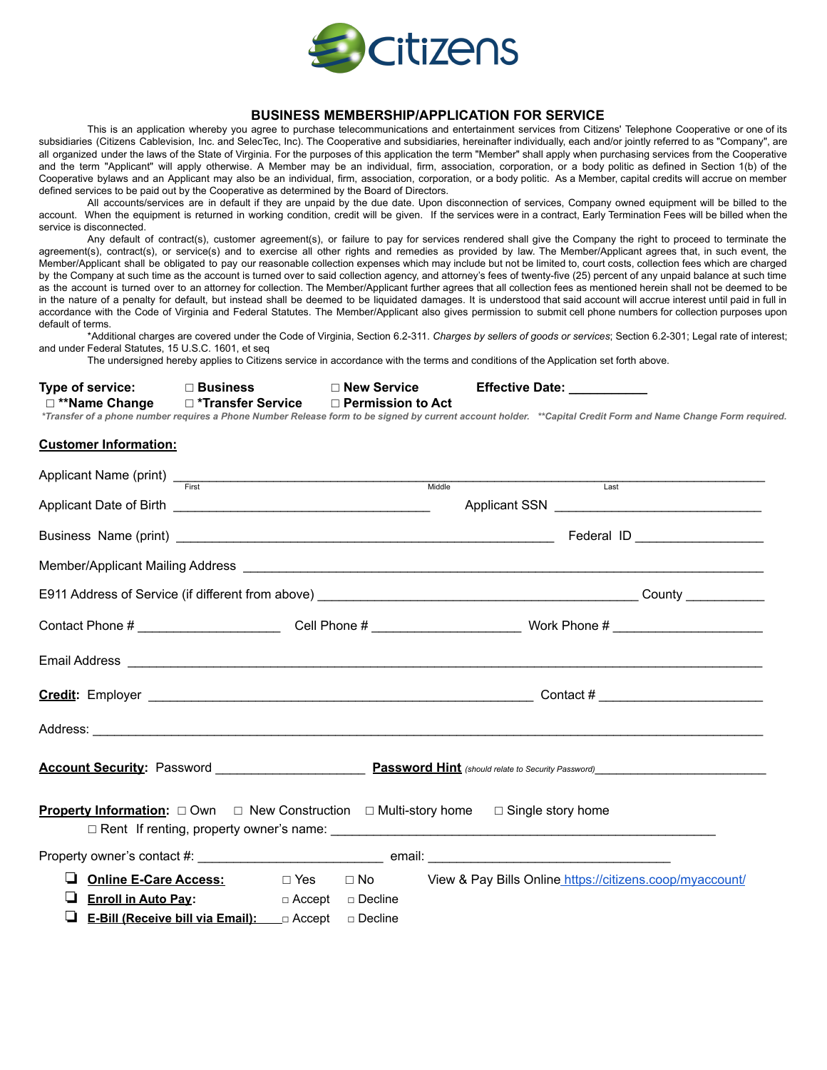# BUSINESS MEMBERSHIP/APPLICATION FOR SERVICE

This is an application whereby you agree to purchase telecommunications and entertainment services from Citizens' Telephone Cooperative or one of its subsidiaries (Citizens Cablevision, Inc. and SelecTec, Inc). The Cooperative and subsidiaries, hereinafter individually, each and/or jointly referred to as "Company", are all organized under the laws of the State of Virginia. For the purposes of this application the term "Member" shall apply when purchasing services from the Cooperative and the term "Applicant" will apply otherwise. A Member may be an individual, firm, association, corporation, or a body politic as defined in Section 1(b) of the Cooperative bylaws and an Applicant may also be an individual, firm, association, corporation, or a body politic. As a Member, capital credits will accrue on member defined services to be paid out by the Cooperative as determined by the Board of Directors.

All accounts/services are in default if they are unpaid by the due date. Upon disconnection of services, Company owned equipment will be billed to the account. When the equipment is returned in working condition, credit will be given. If the services were in a contract, Early Termination Fees will be billed when the service is disconnected.

Any default of contract(s), customer agreement(s), or failure to pay for services rendered shall give the Company the right to proceed to terminate the agreement(s), contract(s), or service(s) and to exercise all other rights and remedies as provided by law. The Member/Applicant agrees that, in such event, the Member/Applicant shall be obligated to pay our reasonable collection expenses which may include but not be limited to, court costs, collection fees which are charged by the Company at such time as the account is turned over to said collection agency, and attorney's fees of twenty-five (25) percent of any unpaid balance at such time as the account is turned over to an attorney for collection. The Member/Applicant further agrees that all collection fees as mentioned herein shall not be deemed to be in the nature of a penalty for default, but instead shall be deemed to be liquidated damages. It is understood that said account will accrue interest until paid in full in accordance with the Code of Virginia and Federal Statutes. The Member/Applicant also gives permission to submit cell phone numbers for collection purposes upon default of terms.

*Additional charges are covered under the Code of Virginia, Section 6.2-311. *Charges by sellers of goods or services*; Section 6.2-301; Legal rate of interest; and under Federal Statutes, 15 U.S.C. 1601, et seq

The undersigned hereby applies to Citizens service in accordance with the terms and conditions of the Application set forth above.

**Type of service:** ☐ **Business** ☐ **New Service** **Effective Date:** ___________

☐ ****Name Change** ☐ ***Transfer Service** ☐ **Permission to Act**

*\*Transfer of a phone number requires a Phone Number Release form to be signed by current account holder. \*\*Capital Credit Form and Name Change Form required.*

## Customer Information:

Applicant Name (print) ______________________________________________
First Middle Last

Applicant Date of Birth ______________________ Applicant SSN ______________________

Business Name (print) ______________________________________ Federal ID ______________

Member/Applicant Mailing Address ______________________________________________

E911 Address of Service (if different from above) ______________________ County __________

Contact Phone # ________________ Cell Phone # ________________ Work Phone # ________________

Email Address ______________________________________________

**Credit:** Employer ______________________________________ Contact # ________________

Address: ______________________________________________

**Account Security:** Password ________________ **Password Hint** *(should relate to Security Password)* ________________

**Property Information:** ☐ Own ☐ New Construction ☐ Multi-story home ☐ Single story home

☐ Rent If renting, property owner's name: ______________________________________________

Property owner's contact #: ________________________ email: ______________________________

- ❑ **Online E-Care Access:** ☐ Yes ☐ No View & Pay Bills Online https://citizens.coop/myaccount/
- ❑ **Enroll in Auto Pay:** ☐ Accept ☐ Decline
- ❑ **E-Bill (Receive bill via Email):** ☐ Accept ☐ Decline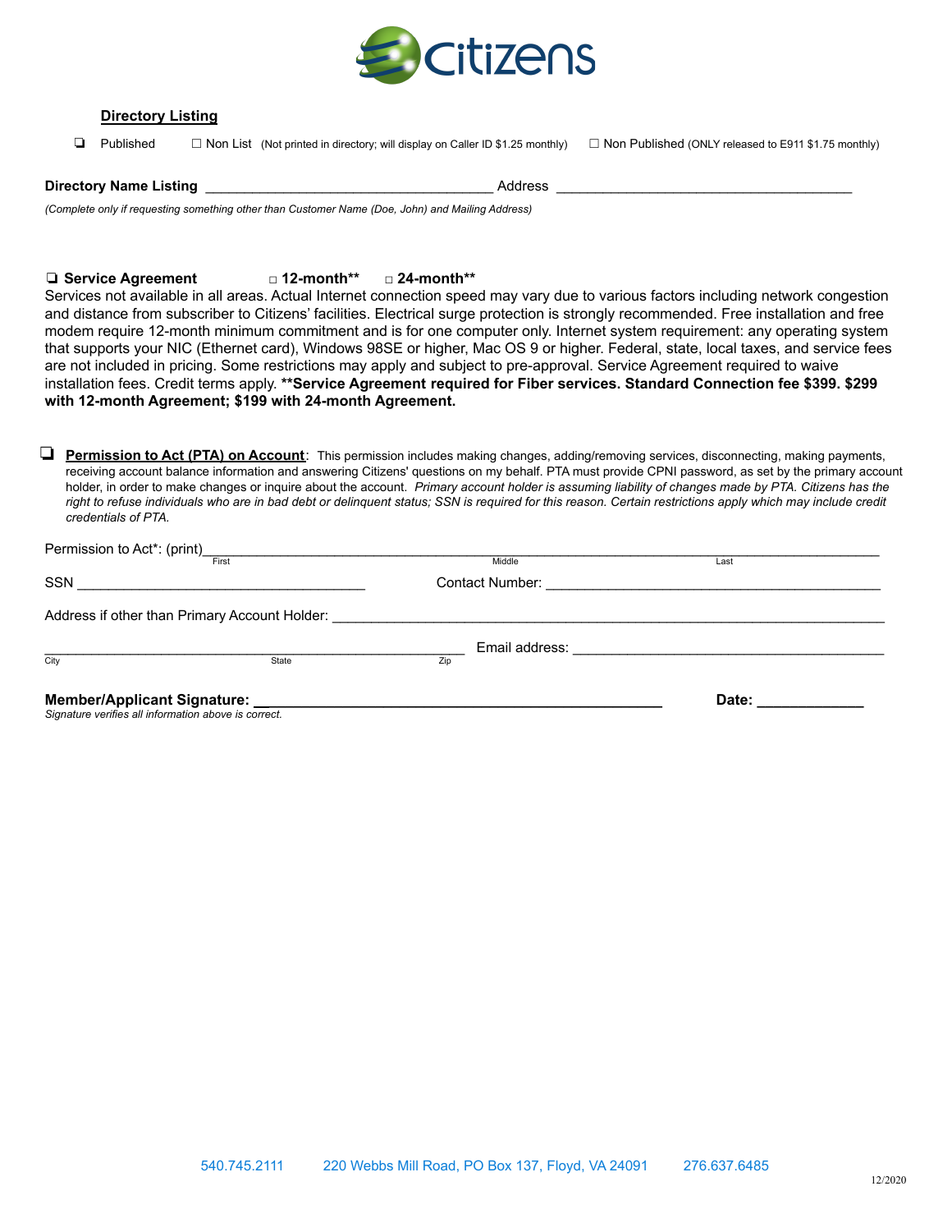Citizens

## Directory Listing

❑ Published ☐ Non List (Not printed in directory; will display on Caller ID $1.25 monthly) ☐ Non Published (ONLY released to E911 $1.75 monthly)

**Directory Name Listing** ___________________________________ Address ______________________________________

*(Complete only if requesting something other than Customer Name (Doe, John) and Mailing Address)*

❑ **Service Agreement** ▫ **12-month**** ▫ **24-month****

Services not available in all areas. Actual Internet connection speed may vary due to various factors including network congestion and distance from subscriber to Citizens' facilities. Electrical surge protection is strongly recommended. Free installation and free modem require 12-month minimum commitment and is for one computer only. Internet system requirement: any operating system that supports your NIC (Ethernet card), Windows 98SE or higher, Mac OS 9 or higher. Federal, state, local taxes, and service fees are not included in pricing. Some restrictions may apply and subject to pre-approval. Service Agreement required to waive installation fees. Credit terms apply. ****Service Agreement required for Fiber services. Standard Connection fee $399. $299 with 12-month Agreement; $199 with 24-month Agreement.**

❑ **Permission to Act (PTA) on Account**: This permission includes making changes, adding/removing services, disconnecting, making payments, receiving account balance information and answering Citizens' questions on my behalf. PTA must provide CPNI password, as set by the primary account holder, in order to make changes or inquire about the account. *Primary account holder is assuming liability of changes made by PTA. Citizens has the right to refuse individuals who are in bad debt or delinquent status; SSN is required for this reason. Certain restrictions apply which may include credit credentials of PTA.*

Permission to Act*: (print)_____________________________________________________________________________
First Middle Last

SSN _____________________________________ Contact Number: ____________________________________________

Address if other than Primary Account Holder: _________________________________________________________________

______________________________________________________ Email address: ________________________________________
City State Zip

**Member/Applicant Signature:** ____________________________________________________ **Date:** _____________

*Signature verifies all information above is correct.*

540.745.2111 220 Webbs Mill Road, PO Box 137, Floyd, VA 24091 276.637.6485

12/2020